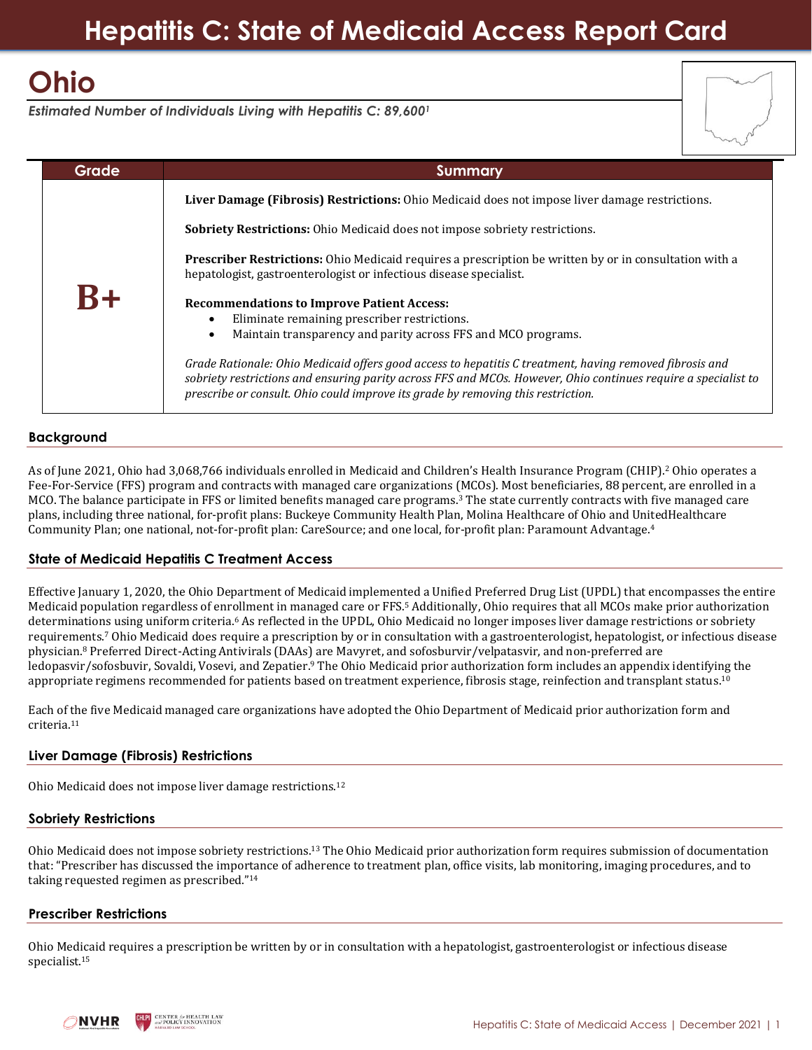# Hepatitis C: State of Medicaid Access Report Card

## Ohio

*Estimated Number of Individuals Living with Hepatitis C: 89,600*[1]

| Grade | Summary |
|---|---|
| **B+** | **Liver Damage (Fibrosis) Restrictions:** Ohio Medicaid does not impose liver damage restrictions.<br><br>**Sobriety Restrictions:** Ohio Medicaid does not impose sobriety restrictions.<br><br>**Prescriber Restrictions:** Ohio Medicaid requires a prescription be written by or in consultation with a hepatologist, gastroenterologist or infectious disease specialist.<br><br>**Recommendations to Improve Patient Access:**<br>• Eliminate remaining prescriber restrictions.<br>• Maintain transparency and parity across FFS and MCO programs.<br><br>*Grade Rationale: Ohio Medicaid offers good access to hepatitis C treatment, having removed fibrosis and sobriety restrictions and ensuring parity across FFS and MCOs. However, Ohio continues require a specialist to prescribe or consult. Ohio could improve its grade by removing this restriction.* |

### Background

As of June 2021, Ohio had 3,068,766 individuals enrolled in Medicaid and Children's Health Insurance Program (CHIP).[2] Ohio operates a Fee-For-Service (FFS) program and contracts with managed care organizations (MCOs). Most beneficiaries, 88 percent, are enrolled in a MCO. The balance participate in FFS or limited benefits managed care programs.[3] The state currently contracts with five managed care plans, including three national, for-profit plans: Buckeye Community Health Plan, Molina Healthcare of Ohio and UnitedHealthcare Community Plan; one national, not-for-profit plan: CareSource; and one local, for-profit plan: Paramount Advantage.[4]

### State of Medicaid Hepatitis C Treatment Access

Effective January 1, 2020, the Ohio Department of Medicaid implemented a Unified Preferred Drug List (UPDL) that encompasses the entire Medicaid population regardless of enrollment in managed care or FFS.[5] Additionally, Ohio requires that all MCOs make prior authorization determinations using uniform criteria.[6] As reflected in the UPDL, Ohio Medicaid no longer imposes liver damage restrictions or sobriety requirements.[7] Ohio Medicaid does require a prescription by or in consultation with a gastroenterologist, hepatologist, or infectious disease physician.[8] Preferred Direct-Acting Antivirals (DAAs) are Mavyret, and sofosburvir/velpatasvir, and non-preferred are ledopasvir/sofosbuvir, Sovaldi, Vosevi, and Zepatier.[9] The Ohio Medicaid prior authorization form includes an appendix identifying the appropriate regimens recommended for patients based on treatment experience, fibrosis stage, reinfection and transplant status.[10]

Each of the five Medicaid managed care organizations have adopted the Ohio Department of Medicaid prior authorization form and criteria.[11]

### Liver Damage (Fibrosis) Restrictions

Ohio Medicaid does not impose liver damage restrictions.[12]

### Sobriety Restrictions

Ohio Medicaid does not impose sobriety restrictions.[13] The Ohio Medicaid prior authorization form requires submission of documentation that: "Prescriber has discussed the importance of adherence to treatment plan, office visits, lab monitoring, imaging procedures, and to taking requested regimen as prescribed."[14]

### Prescriber Restrictions

Ohio Medicaid requires a prescription be written by or in consultation with a hepatologist, gastroenterologist or infectious disease specialist.[15]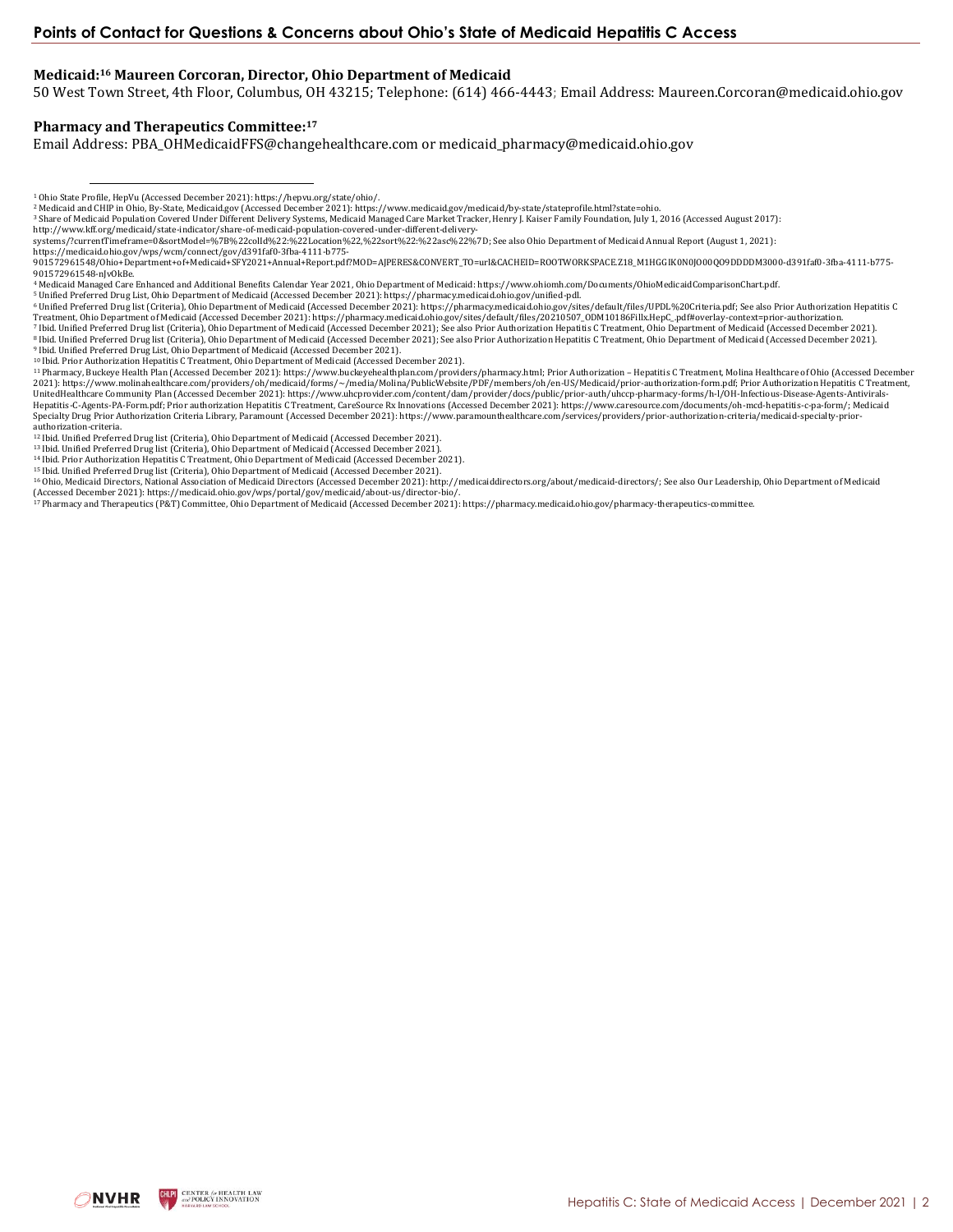## Points of Contact for Questions & Concerns about Ohio's State of Medicaid Hepatitis C Access

**Medicaid:[16] Maureen Corcoran, Director, Ohio Department of Medicaid**

50 West Town Street, 4th Floor, Columbus, OH 43215; Telephone: (614) 466-4443; Email Address: Maureen.Corcoran@medicaid.ohio.gov

**Pharmacy and Therapeutics Committee:[17]**

Email Address: PBA_OHMedicaidFFS@changehealthcare.com or medicaid_pharmacy@medicaid.ohio.gov

---

[1] Ohio State Profile, HepVu (Accessed December 2021): https://hepvu.org/state/ohio/.

[2] Medicaid and CHIP in Ohio, By-State, Medicaid.gov (Accessed December 2021): https://www.medicaid.gov/medicaid/by-state/stateprofile.html?state=ohio.

[3] Share of Medicaid Population Covered Under Different Delivery Systems, Medicaid Managed Care Market Tracker, Henry J. Kaiser Family Foundation, July 1, 2016 (Accessed August 2017): http://www.kff.org/medicaid/state-indicator/share-of-medicaid-population-covered-under-different-delivery-systems/?currentTimeframe=0&sortModel=%7B%22colId%22:%22Location%22,%22sort%22:%22asc%22%7D; See also Ohio Department of Medicaid Annual Report (August 1, 2021): https://medicaid.ohio.gov/wps/wcm/connect/gov/d391faf0-3fba-4111-b775-901572961548/Ohio+Department+of+Medicaid+SFY2021+Annual+Report.pdf?MOD=AJPERES&CONVERT_TO=url&CACHEID=ROOTWORKSPACE.Z18_M1HGGIK0N0JO00QO9DDDDM3000-d391faf0-3fba-4111-b775-901572961548-nJvOkBe.

[4] Medicaid Managed Care Enhanced and Additional Benefits Calendar Year 2021, Ohio Department of Medicaid: https://www.ohiomh.com/Documents/OhioMedicaidComparisonChart.pdf.

[5] Unified Preferred Drug List, Ohio Department of Medicaid (Accessed December 2021): https://pharmacy.medicaid.ohio.gov/unified-pdl.

[6] Unified Preferred Drug list (Criteria), Ohio Department of Medicaid (Accessed December 2021): https://pharmacy.medicaid.ohio.gov/sites/default/files/UPDL%20Criteria.pdf; See also Prior Authorization Hepatitis C Treatment, Ohio Department of Medicaid (Accessed December 2021): https://pharmacy.medicaid.ohio.gov/sites/default/files/20210507_ODM10186Fillx.HepC_.pdf#overlay-context=prior-authorization.

[7] Ibid. Unified Preferred Drug list (Criteria), Ohio Department of Medicaid (Accessed December 2021); See also Prior Authorization Hepatitis C Treatment, Ohio Department of Medicaid (Accessed December 2021).

[8] Ibid. Unified Preferred Drug list (Criteria), Ohio Department of Medicaid (Accessed December 2021); See also Prior Authorization Hepatitis C Treatment, Ohio Department of Medicaid (Accessed December 2021).

[9] Ibid. Unified Preferred Drug List, Ohio Department of Medicaid (Accessed December 2021).

[10] Ibid. Prior Authorization Hepatitis C Treatment, Ohio Department of Medicaid (Accessed December 2021).

[11] Pharmacy, Buckeye Health Plan (Accessed December 2021): https://www.buckeyehealthplan.com/providers/pharmacy.html; Prior Authorization – Hepatitis C Treatment, Molina Healthcare of Ohio (Accessed December 2021): https://www.molinahealthcare.com/providers/oh/medicaid/forms/~/media/Molina/PublicWebsite/PDF/members/oh/en-US/Medicaid/prior-authorization-form.pdf; Prior Authorization Hepatitis C Treatment, UnitedHealthcare Community Plan (Accessed December 2021): https://www.uhcprovider.com/content/dam/provider/docs/public/prior-auth/uhccp-pharmacy-forms/h-l/OH-Infectious-Disease-Agents-Antivirals-Hepatitis-C-Agents-PA-Form.pdf; Prior authorization Hepatitis C Treatment, CareSource Rx Innovations (Accessed December 2021): https://www.caresource.com/documents/oh-mcd-hepatitis-c-pa-form/; Medicaid Specialty Drug Prior Authorization Criteria Library, Paramount (Accessed December 2021): https://www.paramounthealthcare.com/services/providers/prior-authorization-criteria/medicaid-specialty-prior-authorization-criteria.

[12] Ibid. Unified Preferred Drug list (Criteria), Ohio Department of Medicaid (Accessed December 2021).

[13] Ibid. Unified Preferred Drug list (Criteria), Ohio Department of Medicaid (Accessed December 2021).

[14] Ibid. Prior Authorization Hepatitis C Treatment, Ohio Department of Medicaid (Accessed December 2021).

[15] Ibid. Unified Preferred Drug list (Criteria), Ohio Department of Medicaid (Accessed December 2021).

[16] Ohio, Medicaid Directors, National Association of Medicaid Directors (Accessed December 2021): http://medicaiddirectors.org/about/medicaid-directors/; See also Our Leadership, Ohio Department of Medicaid (Accessed December 2021): https://medicaid.ohio.gov/wps/portal/gov/medicaid/about-us/director-bio/.

[17] Pharmacy and Therapeutics (P&T) Committee, Ohio Department of Medicaid (Accessed December 2021): https://pharmacy.medicaid.ohio.gov/pharmacy-therapeutics-committee.